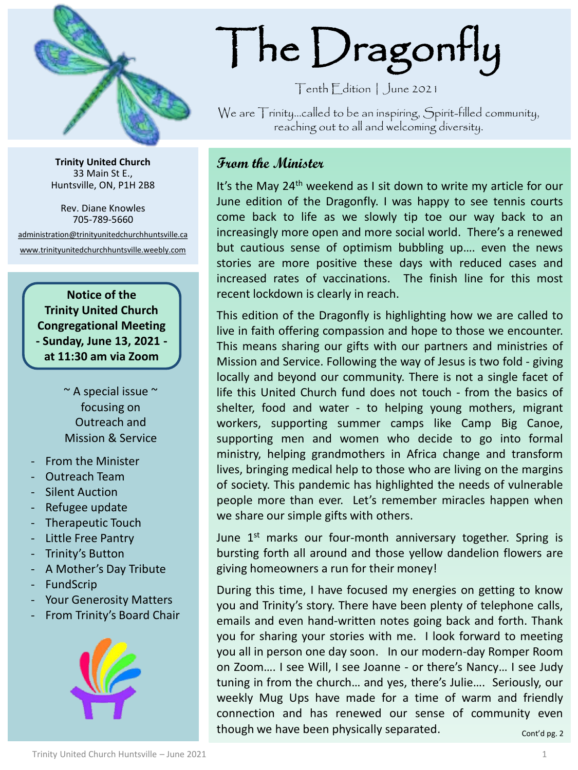# The Dragonfly

Tenth Edition | June 2021

We are Trinity…called to be an inspiring, Spirit-filled community, reaching out to all and welcoming diversity.

**Trinity United Church**
33 Main St E.,
Huntsville, ON, P1H 2B8

Rev. Diane Knowles
705-789-5660

administration@trinityunitedchurchhuntsville.ca

www.trinityunitedchurchhuntsville.weebly.com

**Notice of the Trinity United Church Congregational Meeting - Sunday, June 13, 2021 - at 11:30 am via Zoom**

~ A special issue ~
focusing on Outreach and Mission & Service

- From the Minister
- Outreach Team
- Silent Auction
- Refugee update
- Therapeutic Touch
- Little Free Pantry
- Trinity's Button
- A Mother's Day Tribute
- FundScrip
- Your Generosity Matters
- From Trinity's Board Chair

## From the Minister

It's the May 24th weekend as I sit down to write my article for our June edition of the Dragonfly. I was happy to see tennis courts come back to life as we slowly tip toe our way back to an increasingly more open and more social world. There's a renewed but cautious sense of optimism bubbling up…. even the news stories are more positive these days with reduced cases and increased rates of vaccinations. The finish line for this most recent lockdown is clearly in reach.

This edition of the Dragonfly is highlighting how we are called to live in faith offering compassion and hope to those we encounter. This means sharing our gifts with our partners and ministries of Mission and Service. Following the way of Jesus is two fold - giving locally and beyond our community. There is not a single facet of life this United Church fund does not touch - from the basics of shelter, food and water - to helping young mothers, migrant workers, supporting summer camps like Camp Big Canoe, supporting men and women who decide to go into formal ministry, helping grandmothers in Africa change and transform lives, bringing medical help to those who are living on the margins of society. This pandemic has highlighted the needs of vulnerable people more than ever. Let's remember miracles happen when we share our simple gifts with others.

June 1st marks our four-month anniversary together. Spring is bursting forth all around and those yellow dandelion flowers are giving homeowners a run for their money!

During this time, I have focused my energies on getting to know you and Trinity's story. There have been plenty of telephone calls, emails and even hand-written notes going back and forth. Thank you for sharing your stories with me. I look forward to meeting you all in person one day soon. In our modern-day Romper Room on Zoom…. I see Will, I see Joanne - or there's Nancy… I see Judy tuning in from the church… and yes, there's Julie…. Seriously, our weekly Mug Ups have made for a time of warm and friendly connection and has renewed our sense of community even though we have been physically separated.

Cont'd pg. 2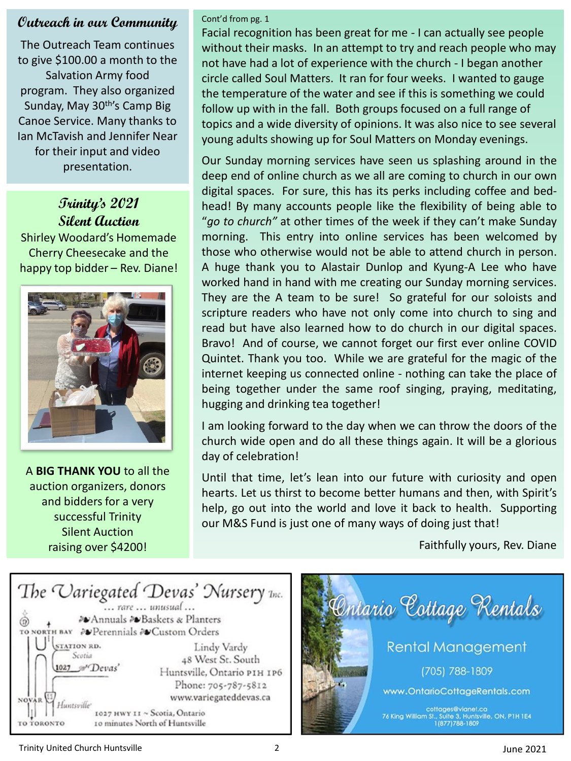## Outreach in our Community

The Outreach Team continues to give $100.00 a month to the Salvation Army food program. They also organized Sunday, May 30th's Camp Big Canoe Service. Many thanks to Ian McTavish and Jennifer Near for their input and video presentation.

## Trinity's 2021 Silent Auction

Shirley Woodard's Homemade Cherry Cheesecake and the happy top bidder – Rev. Diane!

A **BIG THANK YOU** to all the auction organizers, donors and bidders for a very successful Trinity Silent Auction raising over $4200!

Cont'd from pg. 1

Facial recognition has been great for me - I can actually see people without their masks. In an attempt to try and reach people who may not have had a lot of experience with the church - I began another circle called Soul Matters. It ran for four weeks. I wanted to gauge the temperature of the water and see if this is something we could follow up with in the fall. Both groups focused on a full range of topics and a wide diversity of opinions. It was also nice to see several young adults showing up for Soul Matters on Monday evenings.

Our Sunday morning services have seen us splashing around in the deep end of online church as we all are coming to church in our own digital spaces. For sure, this has its perks including coffee and bed-head! By many accounts people like the flexibility of being able to "*go to church"* at other times of the week if they can't make Sunday morning. This entry into online services has been welcomed by those who otherwise would not be able to attend church in person. A huge thank you to Alastair Dunlop and Kyung-A Lee who have worked hand in hand with me creating our Sunday morning services. They are the A team to be sure! So grateful for our soloists and scripture readers who have not only come into church to sing and read but have also learned how to do church in our digital spaces. Bravo! And of course, we cannot forget our first ever online COVID Quintet. Thank you too. While we are grateful for the magic of the internet keeping us connected online - nothing can take the place of being together under the same roof singing, praying, meditating, hugging and drinking tea together!

I am looking forward to the day when we can throw the doors of the church wide open and do all these things again. It will be a glorious day of celebration!

Until that time, let's lean into our future with curiosity and open hearts. Let us thirst to become better humans and then, with Spirit's help, go out into the world and love it back to health. Supporting our M&S Fund is just one of many ways of doing just that!

Faithfully yours, Rev. Diane

---

**The Variegated Devas' Nursery Inc.**
... rare ... unusual ...
Annuals · Baskets & Planters · Perennials · Custom Orders

Lindy Vardy
48 West St. South
Huntsville, Ontario P1H 1P6
Phone: 705-787-5812
www.variegateddevas.ca

1027 HWY 11 ~ Scotia, Ontario
10 minutes North of Huntsville

TO NORTH BAY · STATION RD. · Scotia · 1027 Devas' · NOVAR · Huntsville · TO TORONTO

---

**Ontario Cottage Rentals**

Rental Management

(705) 788-1809

www.OntarioCottageRentals.com

cottages@vianet.ca
76 King William St., Suite 3, Huntsville, ON, P1H 1E4
1(877)788-1809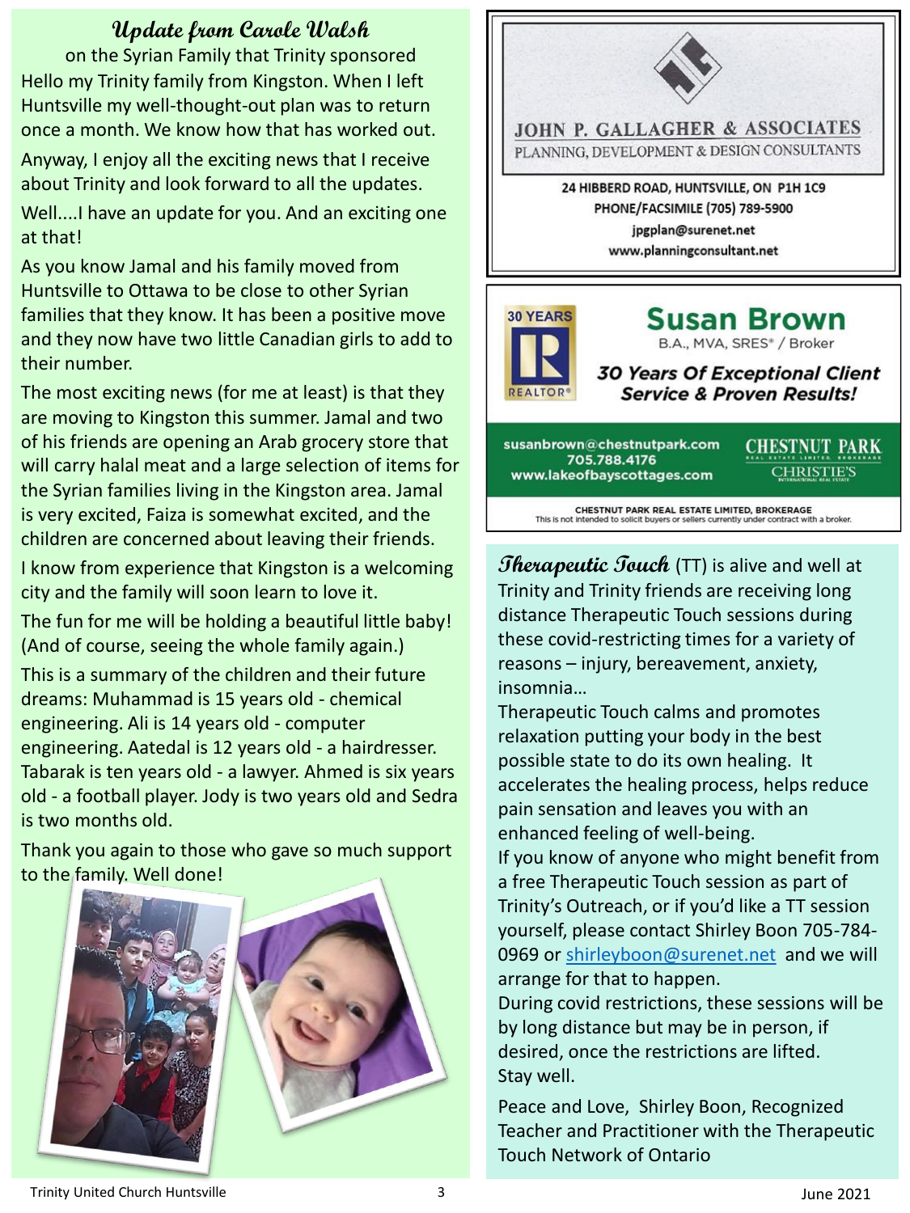## Update from Carole Walsh

on the Syrian Family that Trinity sponsored

Hello my Trinity family from Kingston. When I left Huntsville my well-thought-out plan was to return once a month. We know how that has worked out.

Anyway, I enjoy all the exciting news that I receive about Trinity and look forward to all the updates.

Well....I have an update for you. And an exciting one at that!

As you know Jamal and his family moved from Huntsville to Ottawa to be close to other Syrian families that they know. It has been a positive move and they now have two little Canadian girls to add to their number.

The most exciting news (for me at least) is that they are moving to Kingston this summer. Jamal and two of his friends are opening an Arab grocery store that will carry halal meat and a large selection of items for the Syrian families living in the Kingston area. Jamal is very excited, Faiza is somewhat excited, and the children are concerned about leaving their friends.

I know from experience that Kingston is a welcoming city and the family will soon learn to love it.

The fun for me will be holding a beautiful little baby! (And of course, seeing the whole family again.)

This is a summary of the children and their future dreams: Muhammad is 15 years old - chemical engineering. Ali is 14 years old - computer engineering. Aatedal is 12 years old - a hairdresser. Tabarak is ten years old - a lawyer. Ahmed is six years old - a football player. Jody is two years old and Sedra is two months old.

Thank you again to those who gave so much support to the family. Well done!

---

**JOHN P. GALLAGHER & ASSOCIATES**
PLANNING, DEVELOPMENT & DESIGN CONSULTANTS

24 HIBBERD ROAD, HUNTSVILLE, ON P1H 1C9
PHONE/FACSIMILE (705) 789-5900
jpgplan@surenet.net
www.planningconsultant.net

---

30 YEARS REALTOR®

**Susan Brown**
B.A., MVA, SRES® / Broker

***30 Years Of Exceptional Client Service & Proven Results!***

susanbrown@chestnutpark.com
705.788.4176
www.lakeofbayscottages.com

CHESTNUT PARK REAL ESTATE LIMITED, BROKERAGE
CHRISTIE'S INTERNATIONAL REAL ESTATE

CHESTNUT PARK REAL ESTATE LIMITED, BROKERAGE
This is not intended to solicit buyers or sellers currently under contract with a broker.

---

**Therapeutic Touch** (TT) is alive and well at Trinity and Trinity friends are receiving long distance Therapeutic Touch sessions during these covid-restricting times for a variety of reasons – injury, bereavement, anxiety, insomnia…

Therapeutic Touch calms and promotes relaxation putting your body in the best possible state to do its own healing. It accelerates the healing process, helps reduce pain sensation and leaves you with an enhanced feeling of well-being.

If you know of anyone who might benefit from a free Therapeutic Touch session as part of Trinity's Outreach, or if you'd like a TT session yourself, please contact Shirley Boon 705-784-0969 or shirleyboon@surenet.net and we will arrange for that to happen.

During covid restrictions, these sessions will be by long distance but may be in person, if desired, once the restrictions are lifted.

Stay well.

Peace and Love, Shirley Boon, Recognized Teacher and Practitioner with the Therapeutic Touch Network of Ontario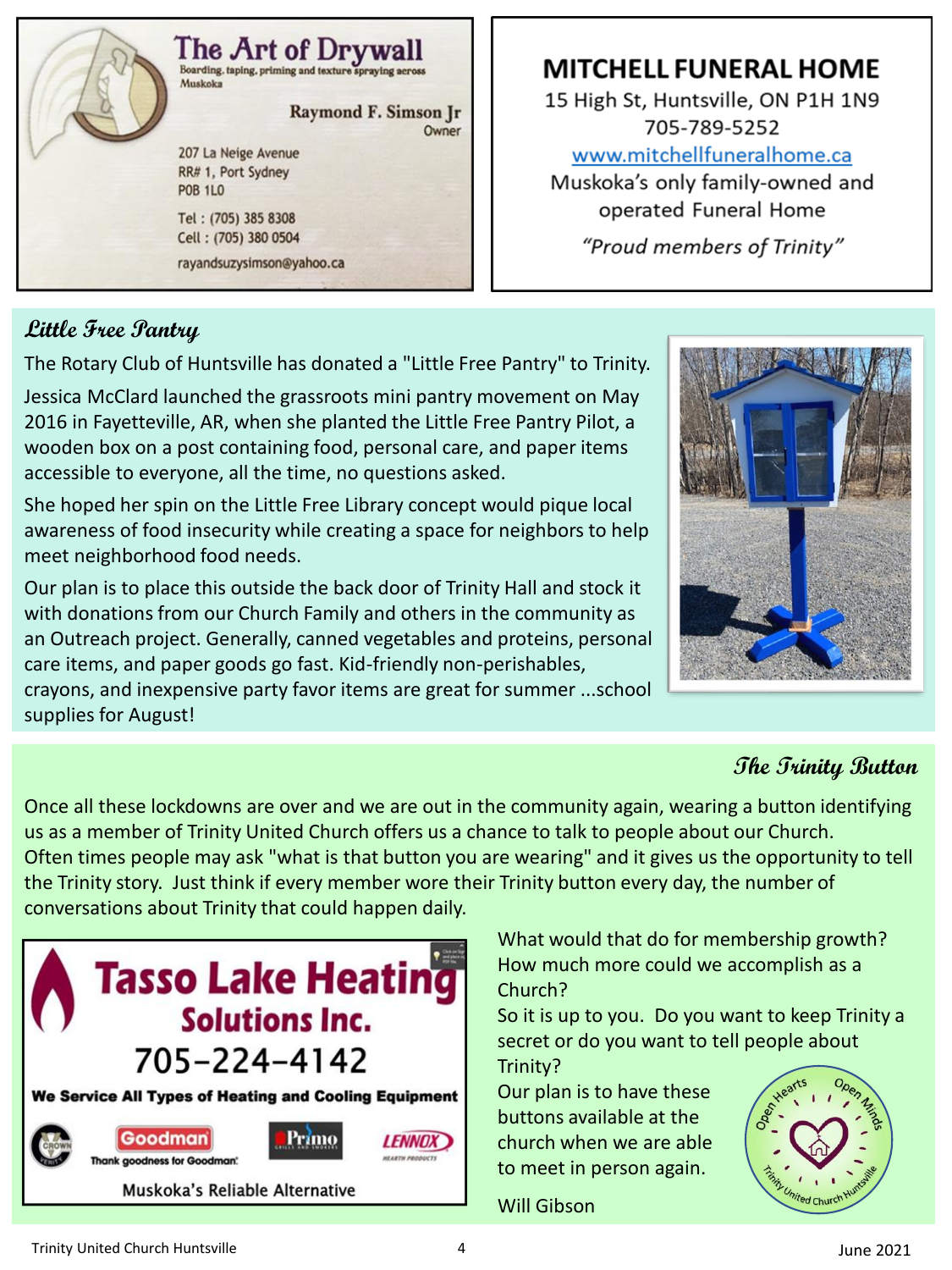**The Art of Drywall**

Boarding, taping, priming and texture spraying across Muskoka

Raymond F. Simson Jr
Owner

207 La Neige Avenue
RR# 1, Port Sydney
P0B 1L0

Tel : (705) 385 8308
Cell : (705) 380 0504

rayandsuzysimson@yahoo.ca

**MITCHELL FUNERAL HOME**

15 High St, Huntsville, ON P1H 1N9
705-789-5252
www.mitchellfuneralhome.ca
Muskoka's only family-owned and operated Funeral Home

*"Proud members of Trinity"*

## Little Free Pantry

The Rotary Club of Huntsville has donated a "Little Free Pantry" to Trinity.

Jessica McClard launched the grassroots mini pantry movement on May 2016 in Fayetteville, AR, when she planted the Little Free Pantry Pilot, a wooden box on a post containing food, personal care, and paper items accessible to everyone, all the time, no questions asked.

She hoped her spin on the Little Free Library concept would pique local awareness of food insecurity while creating a space for neighbors to help meet neighborhood food needs.

Our plan is to place this outside the back door of Trinity Hall and stock it with donations from our Church Family and others in the community as an Outreach project. Generally, canned vegetables and proteins, personal care items, and paper goods go fast. Kid-friendly non-perishables, crayons, and inexpensive party favor items are great for summer ...school supplies for August!

## The Trinity Button

Once all these lockdowns are over and we are out in the community again, wearing a button identifying us as a member of Trinity United Church offers us a chance to talk to people about our Church. Often times people may ask "what is that button you are wearing" and it gives us the opportunity to tell the Trinity story. Just think if every member wore their Trinity button every day, the number of conversations about Trinity that could happen daily.

What would that do for membership growth? How much more could we accomplish as a Church?

So it is up to you. Do you want to keep Trinity a secret or do you want to tell people about Trinity?

Our plan is to have these buttons available at the church when we are able to meet in person again.

Will Gibson

**Tasso Lake Heating Solutions Inc.**

705-224-4142

**We Service All Types of Heating and Cooling Equipment**

Goodman — Thank goodness for Goodman. | Primo | LENNOX

Muskoka's Reliable Alternative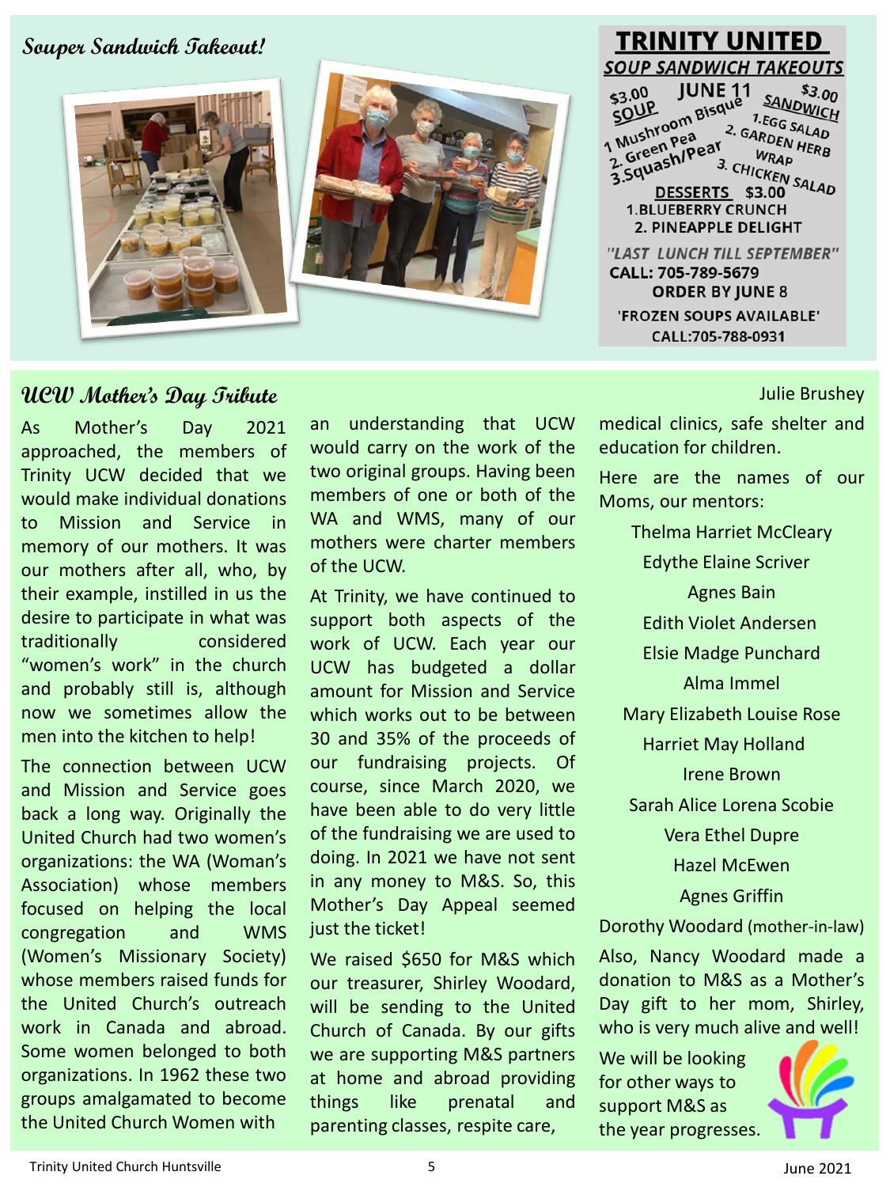## Souper Sandwich Takeout!

**TRINITY UNITED**

***SOUP SANDWICH TAKEOUTS***

**JUNE 11**

**$3.00 SOUP**
1. Mushroom Bisque
2. Green Pea
3. Squash/Pear

**$3.00 SANDWICH**
1. EGG SALAD
2. GARDEN HERB WRAP
3. CHICKEN SALAD

**DESSERTS $3.00**
1. BLUEBERRY CRUNCH
2. PINEAPPLE DELIGHT

*"LAST LUNCH TILL SEPTEMBER"*

**CALL: 705-789-5679**

**ORDER BY JUNE 8**

**'FROZEN SOUPS AVAILABLE'**

**CALL:705-788-0931**

## UCW Mother's Day Tribute

Julie Brushey

As Mother's Day 2021 approached, the members of Trinity UCW decided that we would make individual donations to Mission and Service in memory of our mothers. It was our mothers after all, who, by their example, instilled in us the desire to participate in what was traditionally considered "women's work" in the church and probably still is, although now we sometimes allow the men into the kitchen to help!

The connection between UCW and Mission and Service goes back a long way. Originally the United Church had two women's organizations: the WA (Woman's Association) whose members focused on helping the local congregation and WMS (Women's Missionary Society) whose members raised funds for the United Church's outreach work in Canada and abroad. Some women belonged to both organizations. In 1962 these two groups amalgamated to become the United Church Women with an understanding that UCW would carry on the work of the two original groups. Having been members of one or both of the WA and WMS, many of our mothers were charter members of the UCW.

At Trinity, we have continued to support both aspects of the work of UCW. Each year our UCW has budgeted a dollar amount for Mission and Service which works out to be between 30 and 35% of the proceeds of our fundraising projects. Of course, since March 2020, we have been able to do very little of the fundraising we are used to doing. In 2021 we have not sent in any money to M&S. So, this Mother's Day Appeal seemed just the ticket!

We raised $650 for M&S which our treasurer, Shirley Woodard, will be sending to the United Church of Canada. By our gifts we are supporting M&S partners at home and abroad providing things like prenatal and parenting classes, respite care, medical clinics, safe shelter and education for children.

Here are the names of our Moms, our mentors:

Thelma Harriet McCleary
Edythe Elaine Scriver
Agnes Bain
Edith Violet Andersen
Elsie Madge Punchard
Alma Immel
Mary Elizabeth Louise Rose
Harriet May Holland
Irene Brown
Sarah Alice Lorena Scobie
Vera Ethel Dupre
Hazel McEwen
Agnes Griffin
Dorothy Woodard (mother-in-law)

Also, Nancy Woodard made a donation to M&S as a Mother's Day gift to her mom, Shirley, who is very much alive and well!

We will be looking for other ways to support M&S as the year progresses.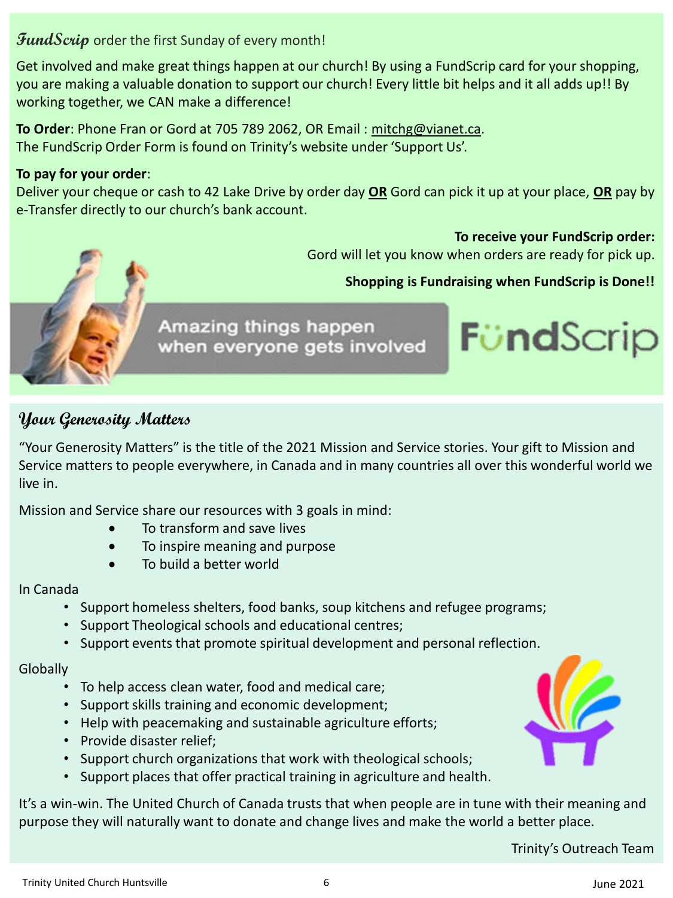## *FundScrip* order the first Sunday of every month!

Get involved and make great things happen at our church! By using a FundScrip card for your shopping, you are making a valuable donation to support our church! Every little bit helps and it all adds up!! By working together, we CAN make a difference!

**To Order**: Phone Fran or Gord at 705 789 2062, OR Email : mitchg@vianet.ca.
The FundScrip Order Form is found on Trinity's website under 'Support Us'.

**To pay for your order**:
Deliver your cheque or cash to 42 Lake Drive by order day **OR** Gord can pick it up at your place, **OR** pay by e-Transfer directly to our church's bank account.

**To receive your FundScrip order:**
Gord will let you know when orders are ready for pick up.

**Shopping is Fundraising when FundScrip is Done!!**

Amazing things happen when everyone gets involved

FundScrip

## *Your Generosity Matters*

"Your Generosity Matters" is the title of the 2021 Mission and Service stories. Your gift to Mission and Service matters to people everywhere, in Canada and in many countries all over this wonderful world we live in.

Mission and Service share our resources with 3 goals in mind:

- To transform and save lives
- To inspire meaning and purpose
- To build a better world

In Canada

- Support homeless shelters, food banks, soup kitchens and refugee programs;
- Support Theological schools and educational centres;
- Support events that promote spiritual development and personal reflection.

Globally

- To help access clean water, food and medical care;
- Support skills training and economic development;
- Help with peacemaking and sustainable agriculture efforts;
- Provide disaster relief;
- Support church organizations that work with theological schools;
- Support places that offer practical training in agriculture and health.

It's a win-win. The United Church of Canada trusts that when people are in tune with their meaning and purpose they will naturally want to donate and change lives and make the world a better place.

Trinity's Outreach Team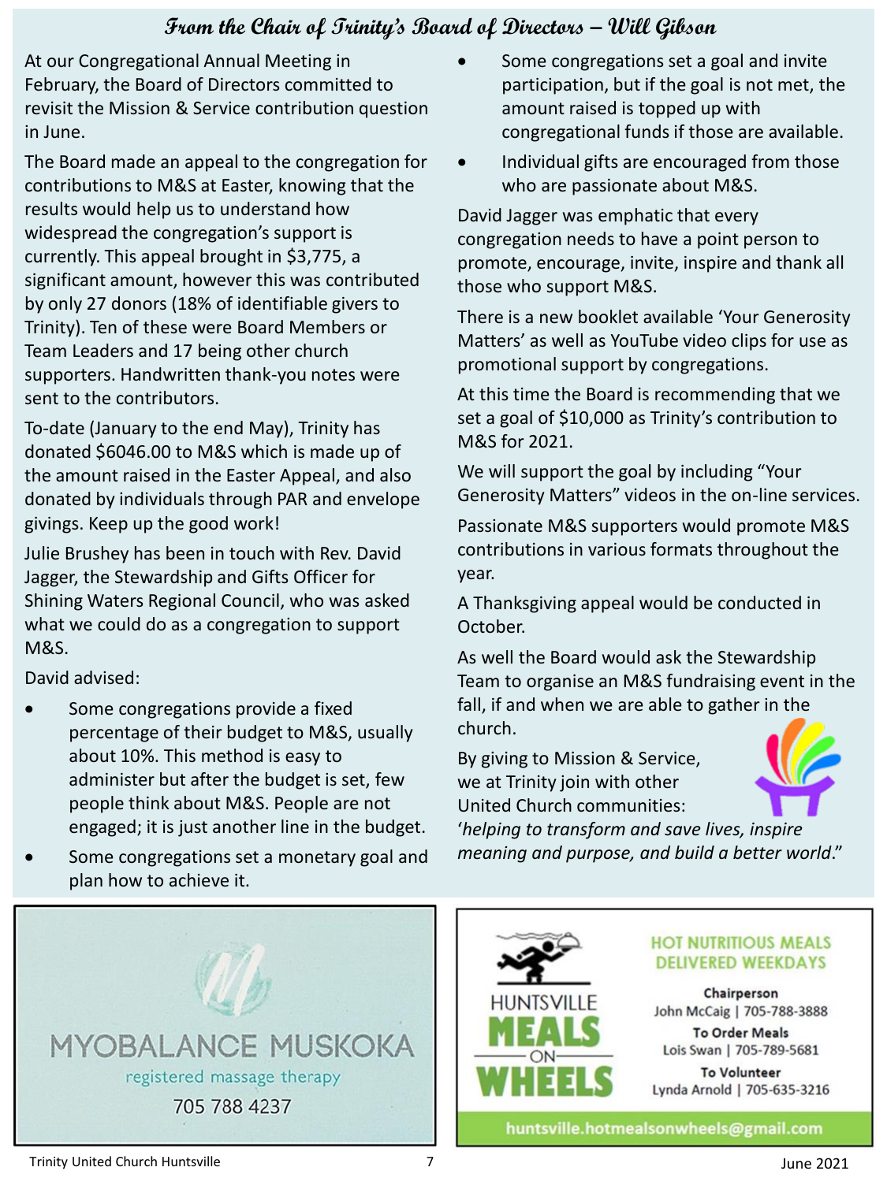## From the Chair of Trinity's Board of Directors – Will Gibson

At our Congregational Annual Meeting in February, the Board of Directors committed to revisit the Mission & Service contribution question in June.

The Board made an appeal to the congregation for contributions to M&S at Easter, knowing that the results would help us to understand how widespread the congregation's support is currently. This appeal brought in $3,775, a significant amount, however this was contributed by only 27 donors (18% of identifiable givers to Trinity). Ten of these were Board Members or Team Leaders and 17 being other church supporters. Handwritten thank-you notes were sent to the contributors.

To-date (January to the end May), Trinity has donated $6046.00 to M&S which is made up of the amount raised in the Easter Appeal, and also donated by individuals through PAR and envelope givings. Keep up the good work!

Julie Brushey has been in touch with Rev. David Jagger, the Stewardship and Gifts Officer for Shining Waters Regional Council, who was asked what we could do as a congregation to support M&S.

David advised:

- Some congregations provide a fixed percentage of their budget to M&S, usually about 10%. This method is easy to administer but after the budget is set, few people think about M&S. People are not engaged; it is just another line in the budget.
- Some congregations set a monetary goal and plan how to achieve it.
- Some congregations set a goal and invite participation, but if the goal is not met, the amount raised is topped up with congregational funds if those are available.
- Individual gifts are encouraged from those who are passionate about M&S.

David Jagger was emphatic that every congregation needs to have a point person to promote, encourage, invite, inspire and thank all those who support M&S.

There is a new booklet available 'Your Generosity Matters' as well as YouTube video clips for use as promotional support by congregations.

At this time the Board is recommending that we set a goal of $10,000 as Trinity's contribution to M&S for 2021.

We will support the goal by including "Your Generosity Matters" videos in the on-line services.

Passionate M&S supporters would promote M&S contributions in various formats throughout the year.

A Thanksgiving appeal would be conducted in October.

As well the Board would ask the Stewardship Team to organise an M&S fundraising event in the fall, if and when we are able to gather in the church.

By giving to Mission & Service, we at Trinity join with other United Church communities: '*helping to transform and save lives, inspire meaning and purpose, and build a better world*."

MYOBALANCE MUSKOKA
registered massage therapy
705 788 4237

HUNTSVILLE MEALS ON WHEELS

HOT NUTRITIOUS MEALS DELIVERED WEEKDAYS

**Chairperson**
John McCaig | 705-788-3888

**To Order Meals**
Lois Swan | 705-789-5681

**To Volunteer**
Lynda Arnold | 705-635-3216

huntsville.hotmealsonwheels@gmail.com